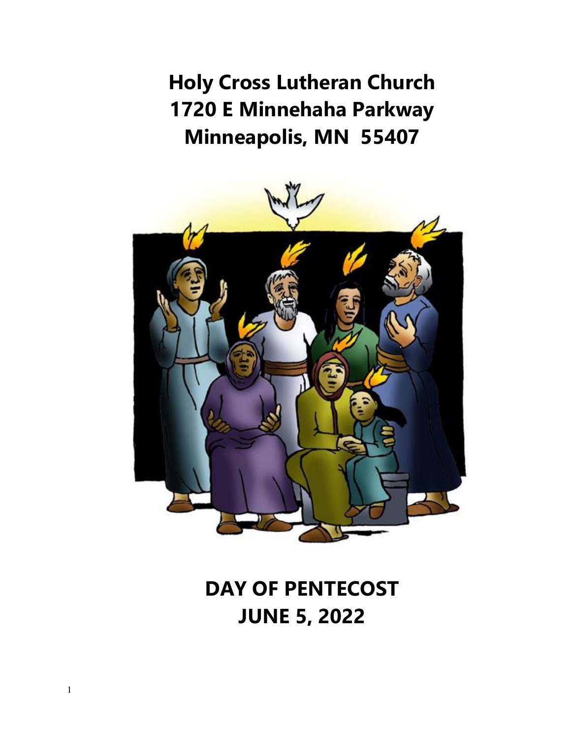# Holy Cross Lutheran Church
# 1720 E Minnehaha Parkway
# Minneapolis, MN 55407

# DAY OF PENTECOST
# JUNE 5, 2022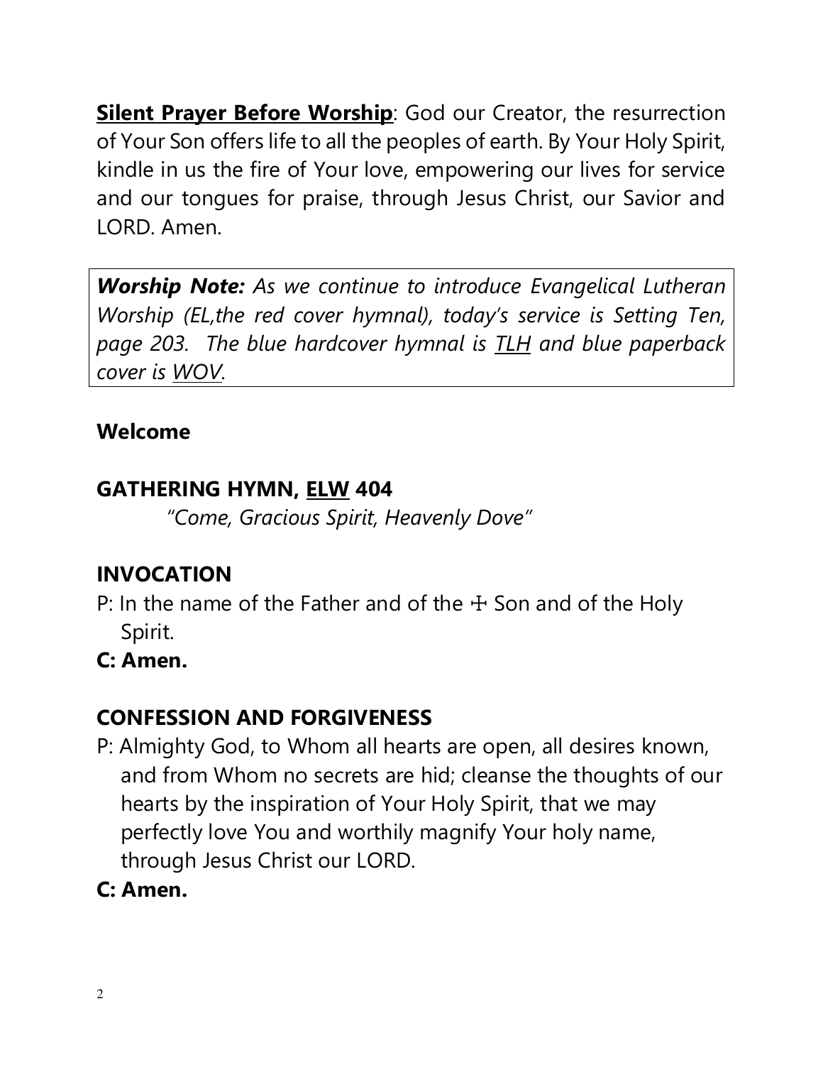**<u>Silent Prayer Before Worship</u>**: God our Creator, the resurrection of Your Son offers life to all the peoples of earth. By Your Holy Spirit, kindle in us the fire of Your love, empowering our lives for service and our tongues for praise, through Jesus Christ, our Savior and LORD. Amen.

> ***Worship Note:*** *As we continue to introduce Evangelical Lutheran Worship (EL,the red cover hymnal), today's service is Setting Ten, page 203. The blue hardcover hymnal is <u>TLH</u> and blue paperback cover is <u>WOV</u>.*

**Welcome**

**GATHERING HYMN, <u>ELW</u> 404**

*"Come, Gracious Spirit, Heavenly Dove"*

**INVOCATION**

P: In the name of the Father and of the ☩ Son and of the Holy Spirit.

**C: Amen.**

**CONFESSION AND FORGIVENESS**

P: Almighty God, to Whom all hearts are open, all desires known, and from Whom no secrets are hid; cleanse the thoughts of our hearts by the inspiration of Your Holy Spirit, that we may perfectly love You and worthily magnify Your holy name, through Jesus Christ our LORD.

**C: Amen.**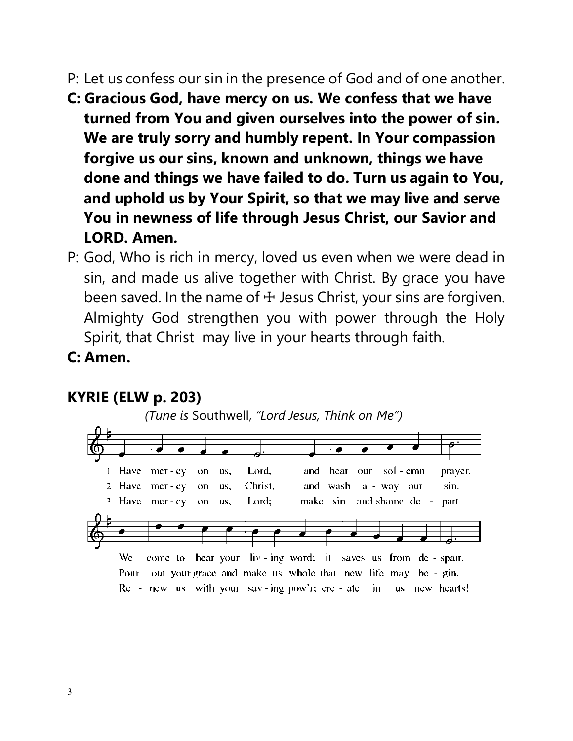P: Let us confess our sin in the presence of God and of one another.

**C: Gracious God, have mercy on us. We confess that we have turned from You and given ourselves into the power of sin. We are truly sorry and humbly repent. In Your compassion forgive us our sins, known and unknown, things we have done and things we have failed to do. Turn us again to You, and uphold us by Your Spirit, so that we may live and serve You in newness of life through Jesus Christ, our Savior and LORD. Amen.**

P: God, Who is rich in mercy, loved us even when we were dead in sin, and made us alive together with Christ. By grace you have been saved. In the name of ☩ Jesus Christ, your sins are forgiven. Almighty God strengthen you with power through the Holy Spirit, that Christ may live in your hearts through faith.

**C: Amen.**

## KYRIE (ELW p. 203)

*(Tune is* Southwell, *"Lord Jesus, Think on Me")*

1 Have mer - cy on us, Lord, and hear our sol - emn prayer.
2 Have mer - cy on us, Christ, and wash a - way our sin.
3 Have mer - cy on us, Lord; make sin and shame de - part.

We come to hear your liv - ing word; it saves us from de - spair.
Pour out your grace and make us whole that new life may be - gin.
Re - new us with your sav - ing pow'r; cre - ate in us new hearts!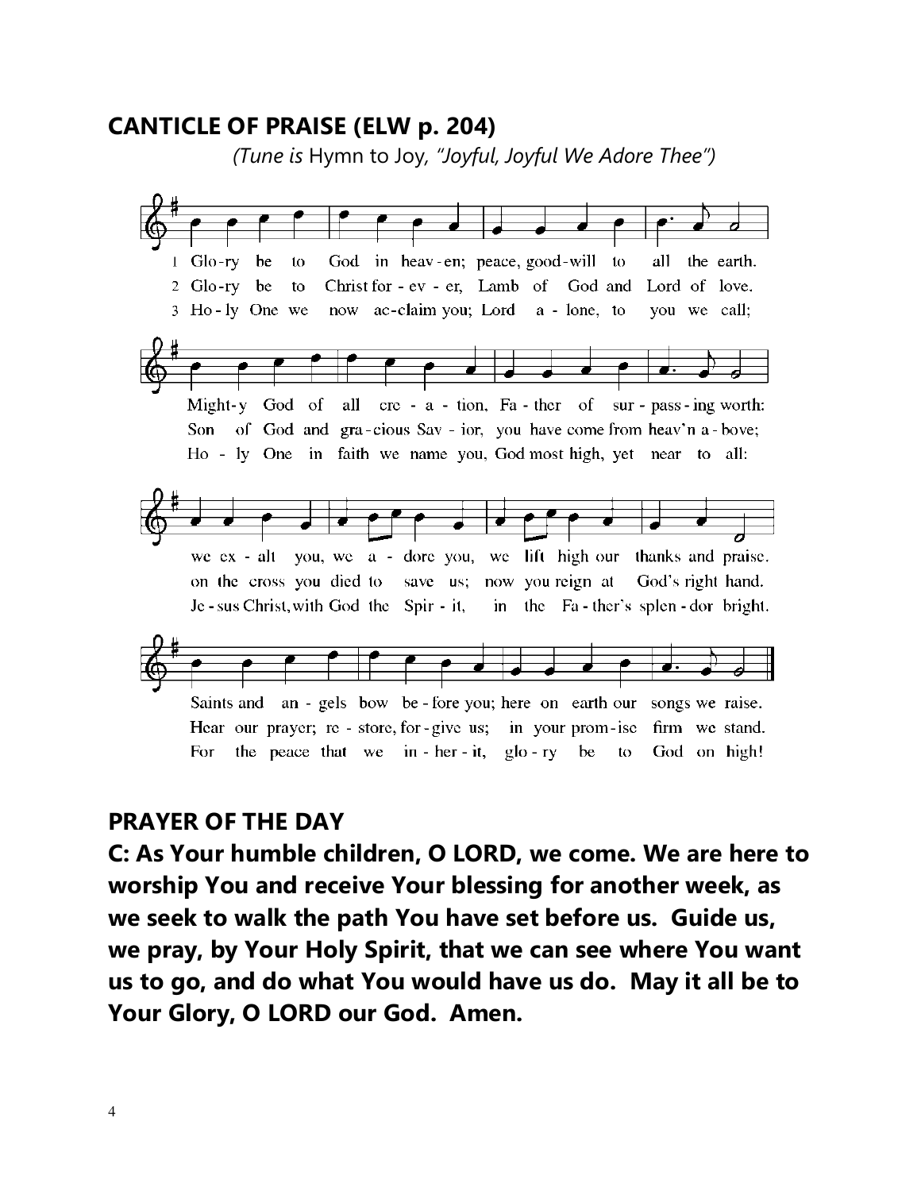## CANTICLE OF PRAISE (ELW p. 204)

*(Tune is* Hymn to Joy, *"Joyful, Joyful We Adore Thee")*

1 Glory be to God in heaven; peace, good-will to all the earth.
Mighty God of all creation, Father of surpassing worth:
we exalt you, we adore you, we lift high our thanks and praise.
Saints and angels bow before you; here on earth our songs we raise.

2 Glory be to Christ forever, Lamb of God and Lord of love.
Son of God and gracious Savior, you have come from heav'n above;
on the cross you died to save us; now you reign at God's right hand.
Hear our prayer; restore, forgive us; in your promise firm we stand.

3 Holy One we now acclaim you; Lord alone, to you we call;
Holy One in faith we name you, God most high, yet near to all:
Jesus Christ, with God the Spirit, in the Father's splendor bright.
For the peace that we inherit, glory be to God on high!

## PRAYER OF THE DAY

**C: As Your humble children, O LORD, we come. We are here to worship You and receive Your blessing for another week, as we seek to walk the path You have set before us. Guide us, we pray, by Your Holy Spirit, that we can see where You want us to go, and do what You would have us do. May it all be to Your Glory, O LORD our God. Amen.**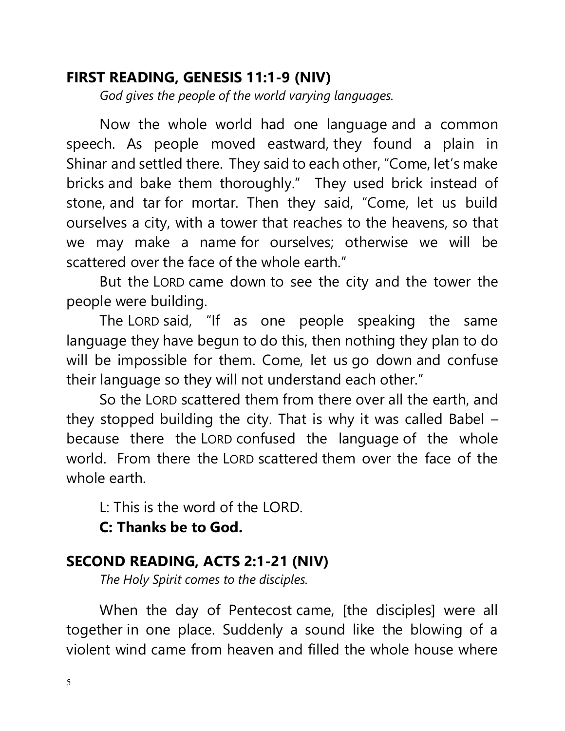## FIRST READING, GENESIS 11:1-9 (NIV)

*God gives the people of the world varying languages.*

Now the whole world had one language and a common speech. As people moved eastward, they found a plain in Shinar and settled there. They said to each other, "Come, let's make bricks and bake them thoroughly." They used brick instead of stone, and tar for mortar. Then they said, "Come, let us build ourselves a city, with a tower that reaches to the heavens, so that we may make a name for ourselves; otherwise we will be scattered over the face of the whole earth."

But the LORD came down to see the city and the tower the people were building.

The LORD said, "If as one people speaking the same language they have begun to do this, then nothing they plan to do will be impossible for them. Come, let us go down and confuse their language so they will not understand each other."

So the LORD scattered them from there over all the earth, and they stopped building the city. That is why it was called Babel – because there the LORD confused the language of the whole world. From there the LORD scattered them over the face of the whole earth.

L: This is the word of the LORD.

**C: Thanks be to God.**

## SECOND READING, ACTS 2:1-21 (NIV)

*The Holy Spirit comes to the disciples.*

When the day of Pentecost came, [the disciples] were all together in one place. Suddenly a sound like the blowing of a violent wind came from heaven and filled the whole house where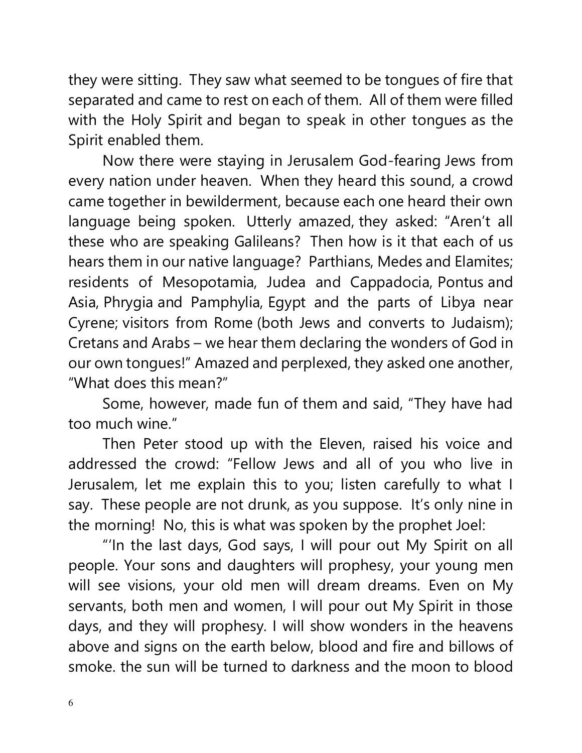they were sitting. They saw what seemed to be tongues of fire that separated and came to rest on each of them. All of them were filled with the Holy Spirit and began to speak in other tongues as the Spirit enabled them.

Now there were staying in Jerusalem God-fearing Jews from every nation under heaven. When they heard this sound, a crowd came together in bewilderment, because each one heard their own language being spoken. Utterly amazed, they asked: "Aren't all these who are speaking Galileans? Then how is it that each of us hears them in our native language? Parthians, Medes and Elamites; residents of Mesopotamia, Judea and Cappadocia, Pontus and Asia, Phrygia and Pamphylia, Egypt and the parts of Libya near Cyrene; visitors from Rome (both Jews and converts to Judaism); Cretans and Arabs – we hear them declaring the wonders of God in our own tongues!" Amazed and perplexed, they asked one another, "What does this mean?"

Some, however, made fun of them and said, "They have had too much wine."

Then Peter stood up with the Eleven, raised his voice and addressed the crowd: "Fellow Jews and all of you who live in Jerusalem, let me explain this to you; listen carefully to what I say. These people are not drunk, as you suppose. It's only nine in the morning! No, this is what was spoken by the prophet Joel:

"'In the last days, God says, I will pour out My Spirit on all people. Your sons and daughters will prophesy, your young men will see visions, your old men will dream dreams. Even on My servants, both men and women, I will pour out My Spirit in those days, and they will prophesy. I will show wonders in the heavens above and signs on the earth below, blood and fire and billows of smoke. the sun will be turned to darkness and the moon to blood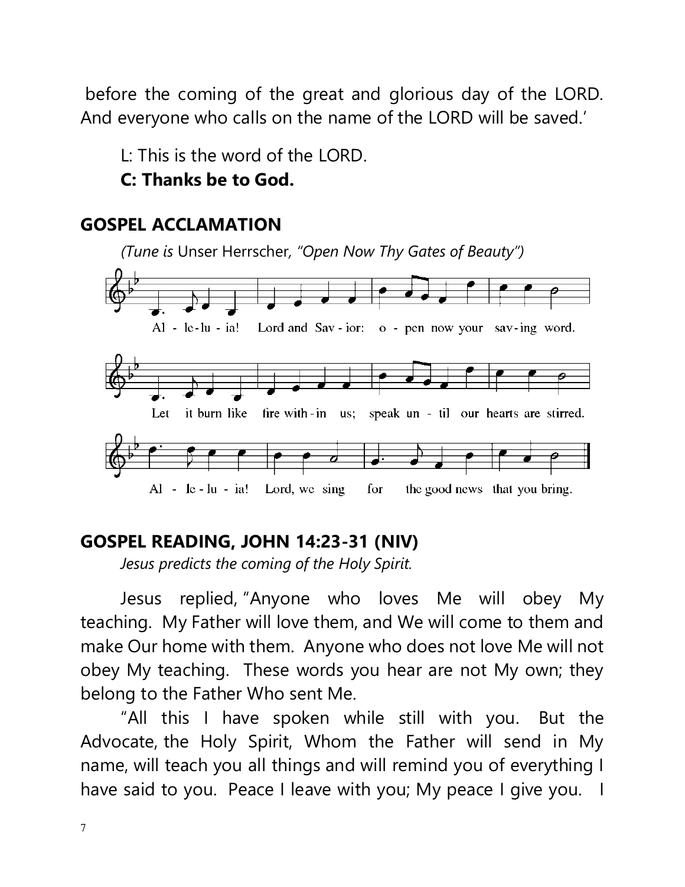before the coming of the great and glorious day of the LORD. And everyone who calls on the name of the LORD will be saved.'

L: This is the word of the LORD.
**C: Thanks be to God.**

## GOSPEL ACCLAMATION

*(Tune is* Unser Herrscher*, "Open Now Thy Gates of Beauty")*

Al - le - lu - ia! Lord and Sav - ior: o - pen now your sav - ing word.
Let it burn like fire with - in us; speak un - til our hearts are stirred.
Al - le - lu - ia! Lord, we sing for the good news that you bring.

## GOSPEL READING, JOHN 14:23-31 (NIV)

*Jesus predicts the coming of the Holy Spirit.*

Jesus replied, "Anyone who loves Me will obey My teaching. My Father will love them, and We will come to them and make Our home with them. Anyone who does not love Me will not obey My teaching. These words you hear are not My own; they belong to the Father Who sent Me.

"All this I have spoken while still with you. But the Advocate, the Holy Spirit, Whom the Father will send in My name, will teach you all things and will remind you of everything I have said to you. Peace I leave with you; My peace I give you. I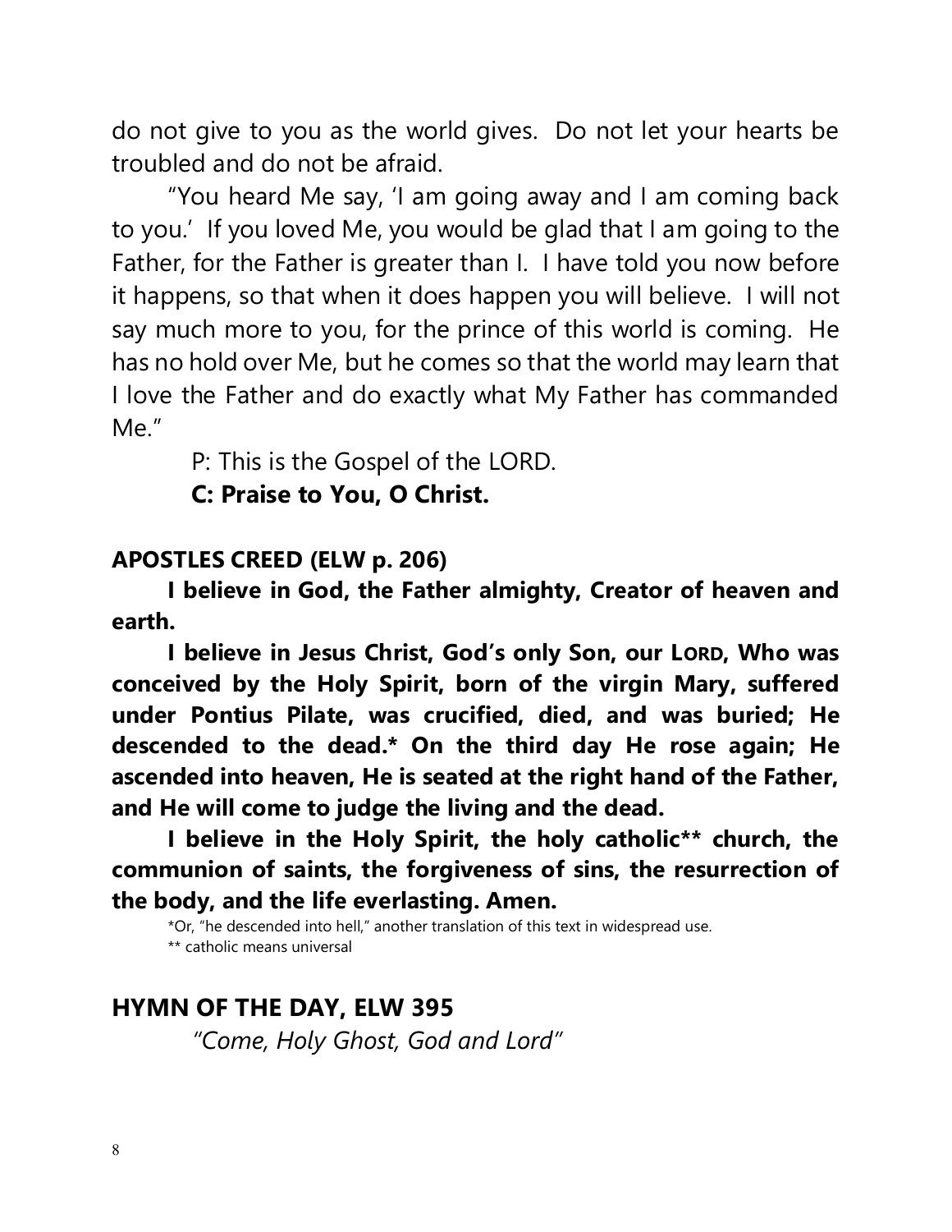do not give to you as the world gives. Do not let your hearts be troubled and do not be afraid.

"You heard Me say, 'I am going away and I am coming back to you.' If you loved Me, you would be glad that I am going to the Father, for the Father is greater than I. I have told you now before it happens, so that when it does happen you will believe. I will not say much more to you, for the prince of this world is coming. He has no hold over Me, but he comes so that the world may learn that I love the Father and do exactly what My Father has commanded Me."

P: This is the Gospel of the LORD.

**C: Praise to You, O Christ.**

**APOSTLES CREED (ELW p. 206)**

**I believe in God, the Father almighty, Creator of heaven and earth.**

**I believe in Jesus Christ, God's only Son, our LORD, Who was conceived by the Holy Spirit, born of the virgin Mary, suffered under Pontius Pilate, was crucified, died, and was buried; He descended to the dead.* On the third day He rose again; He ascended into heaven, He is seated at the right hand of the Father, and He will come to judge the living and the dead.**

**I believe in the Holy Spirit, the holy catholic** church, the communion of saints, the forgiveness of sins, the resurrection of the body, and the life everlasting. Amen.**

*Or, "he descended into hell," another translation of this text in widespread use.
** catholic means universal

## HYMN OF THE DAY, ELW 395

*"Come, Holy Ghost, God and Lord"*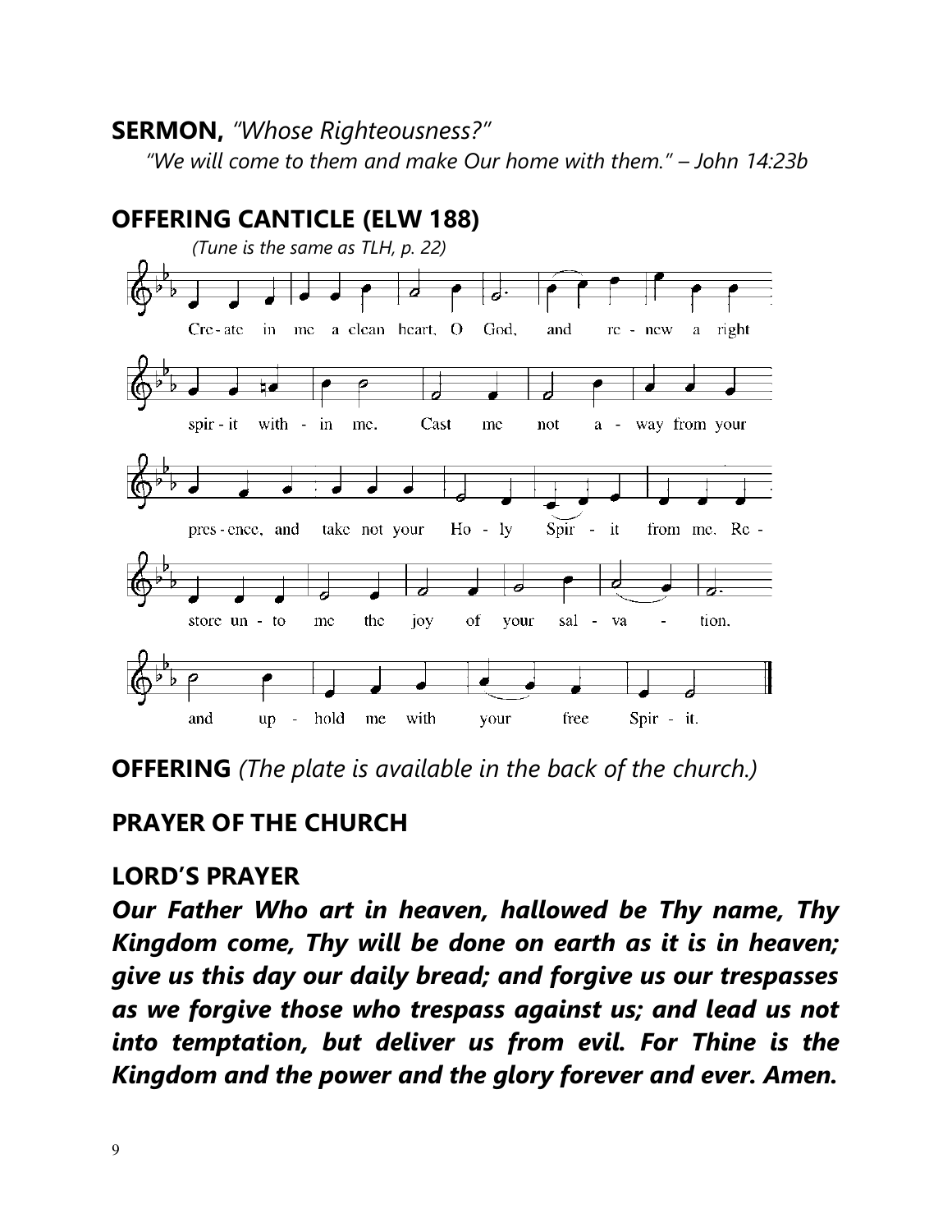**SERMON,** *"Whose Righteousness?"*

*"We will come to them and make Our home with them." – John 14:23b*

## OFFERING CANTICLE (ELW 188)

*(Tune is the same as TLH, p. 22)*

Cre-ate in me a clean heart, O God, and re-new a right spir-it with-in me. Cast me not a-way from your pres-ence, and take not your Ho-ly Spir-it from me. Re-store un-to me the joy of your sal-va-tion, and up-hold me with your free Spir-it.

**OFFERING** *(The plate is available in the back of the church.)*

## PRAYER OF THE CHURCH

## LORD'S PRAYER

***Our Father Who art in heaven, hallowed be Thy name, Thy Kingdom come, Thy will be done on earth as it is in heaven; give us this day our daily bread; and forgive us our trespasses as we forgive those who trespass against us; and lead us not into temptation, but deliver us from evil. For Thine is the Kingdom and the power and the glory forever and ever. Amen.***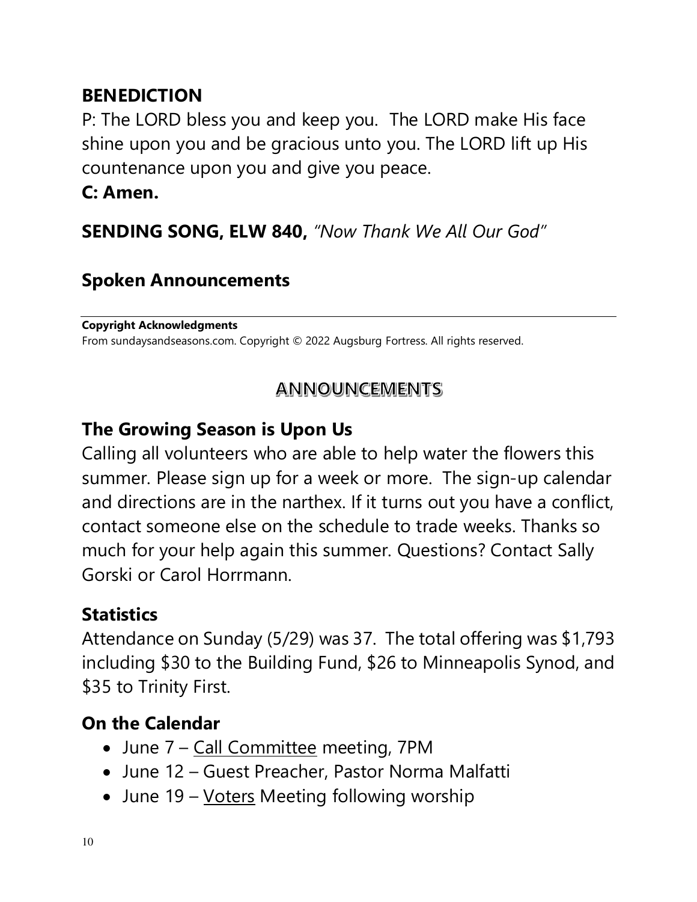## BENEDICTION

P: The LORD bless you and keep you. The LORD make His face shine upon you and be gracious unto you. The LORD lift up His countenance upon you and give you peace.

**C: Amen.**

**SENDING SONG, ELW 840,** *"Now Thank We All Our God"*

## Spoken Announcements

---

**Copyright Acknowledgments**
From sundaysandseasons.com. Copyright © 2022 Augsburg Fortress. All rights reserved.

# ANNOUNCEMENTS

## The Growing Season is Upon Us

Calling all volunteers who are able to help water the flowers this summer. Please sign up for a week or more. The sign-up calendar and directions are in the narthex. If it turns out you have a conflict, contact someone else on the schedule to trade weeks. Thanks so much for your help again this summer. Questions? Contact Sally Gorski or Carol Horrmann.

## Statistics

Attendance on Sunday (5/29) was 37. The total offering was $1,793 including $30 to the Building Fund, $26 to Minneapolis Synod, and $35 to Trinity First.

## On the Calendar

- June 7 – Call Committee meeting, 7PM
- June 12 – Guest Preacher, Pastor Norma Malfatti
- June 19 – Voters Meeting following worship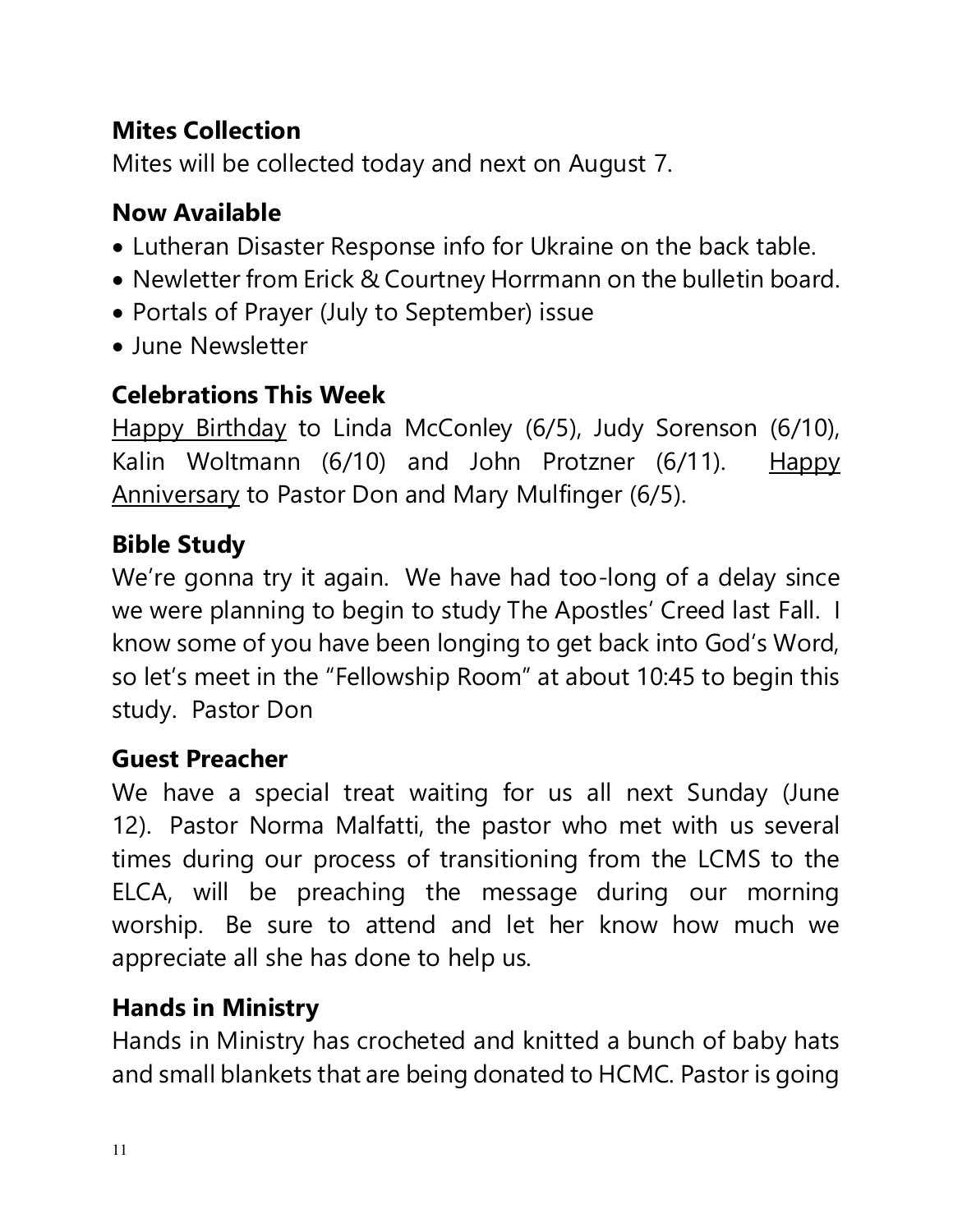### Mites Collection

Mites will be collected today and next on August 7.

### Now Available

- Lutheran Disaster Response info for Ukraine on the back table.
- Newletter from Erick & Courtney Horrmann on the bulletin board.
- Portals of Prayer (July to September) issue
- June Newsletter

### Celebrations This Week

Happy Birthday to Linda McConley (6/5), Judy Sorenson (6/10), Kalin Woltmann (6/10) and John Protzner (6/11). Happy Anniversary to Pastor Don and Mary Mulfinger (6/5).

### Bible Study

We're gonna try it again. We have had too-long of a delay since we were planning to begin to study The Apostles' Creed last Fall. I know some of you have been longing to get back into God's Word, so let's meet in the "Fellowship Room" at about 10:45 to begin this study. Pastor Don

### Guest Preacher

We have a special treat waiting for us all next Sunday (June 12). Pastor Norma Malfatti, the pastor who met with us several times during our process of transitioning from the LCMS to the ELCA, will be preaching the message during our morning worship. Be sure to attend and let her know how much we appreciate all she has done to help us.

### Hands in Ministry

Hands in Ministry has crocheted and knitted a bunch of baby hats and small blankets that are being donated to HCMC. Pastor is going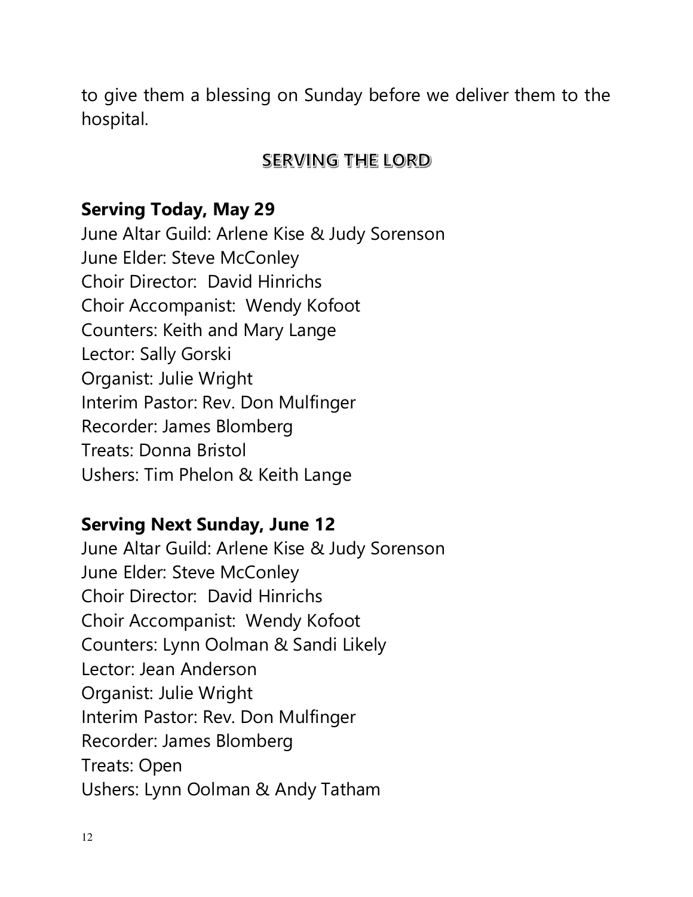to give them a blessing on Sunday before we deliver them to the hospital.

## SERVING THE LORD

**Serving Today, May 29**
June Altar Guild: Arlene Kise & Judy Sorenson
June Elder: Steve McConley
Choir Director: David Hinrichs
Choir Accompanist: Wendy Kofoot
Counters: Keith and Mary Lange
Lector: Sally Gorski
Organist: Julie Wright
Interim Pastor: Rev. Don Mulfinger
Recorder: James Blomberg
Treats: Donna Bristol
Ushers: Tim Phelon & Keith Lange

**Serving Next Sunday, June 12**
June Altar Guild: Arlene Kise & Judy Sorenson
June Elder: Steve McConley
Choir Director: David Hinrichs
Choir Accompanist: Wendy Kofoot
Counters: Lynn Oolman & Sandi Likely
Lector: Jean Anderson
Organist: Julie Wright
Interim Pastor: Rev. Don Mulfinger
Recorder: James Blomberg
Treats: Open
Ushers: Lynn Oolman & Andy Tatham